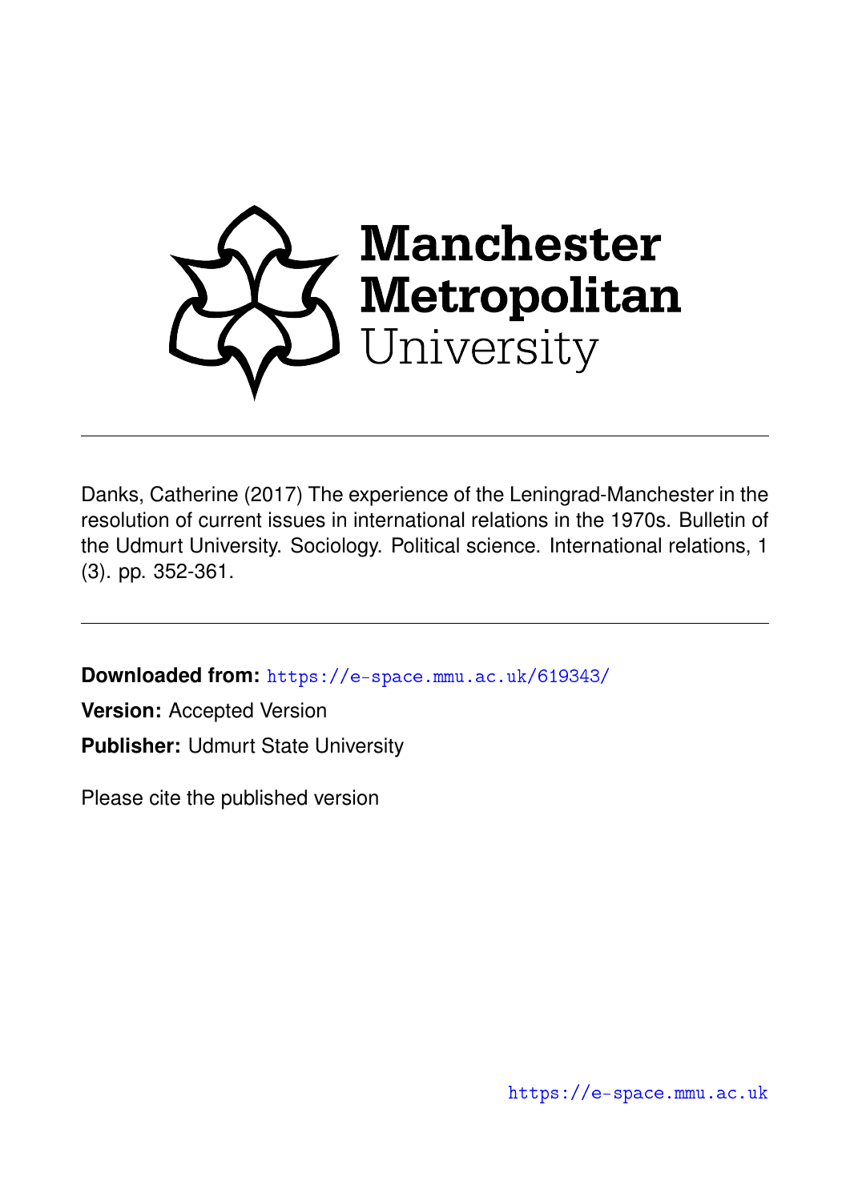Manchester Metropolitan University

---

Danks, Catherine (2017) The experience of the Leningrad-Manchester in the resolution of current issues in international relations in the 1970s. Bulletin of the Udmurt University. Sociology. Political science. International relations, 1 (3). pp. 352-361.

---

**Downloaded from:** https://e-space.mmu.ac.uk/619343/

**Version:** Accepted Version

**Publisher:** Udmurt State University

Please cite the published version

https://e-space.mmu.ac.uk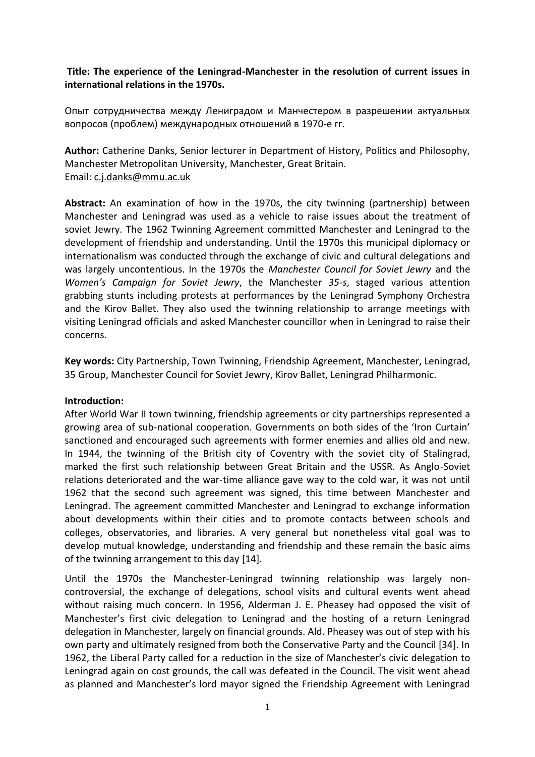**Title: The experience of the Leningrad-Manchester in the resolution of current issues in international relations in the 1970s.**

Опыт сотрудничества между Ленинградом и Манчестером в разрешении актуальных вопросов (проблем) международных отношений в 1970-е гг.

**Author:** Catherine Danks, Senior lecturer in Department of History, Politics and Philosophy, Manchester Metropolitan University, Manchester, Great Britain.
Email: c.j.danks@mmu.ac.uk

**Abstract:** An examination of how in the 1970s, the city twinning (partnership) between Manchester and Leningrad was used as a vehicle to raise issues about the treatment of soviet Jewry. The 1962 Twinning Agreement committed Manchester and Leningrad to the development of friendship and understanding. Until the 1970s this municipal diplomacy or internationalism was conducted through the exchange of civic and cultural delegations and was largely uncontentious. In the 1970s the *Manchester Council for Soviet Jewry* and the *Women's Campaign for Soviet Jewry*, the Manchester *35-s*, staged various attention grabbing stunts including protests at performances by the Leningrad Symphony Orchestra and the Kirov Ballet. They also used the twinning relationship to arrange meetings with visiting Leningrad officials and asked Manchester councillor when in Leningrad to raise their concerns.

**Key words:** City Partnership, Town Twinning, Friendship Agreement, Manchester, Leningrad, 35 Group, Manchester Council for Soviet Jewry, Kirov Ballet, Leningrad Philharmonic.

**Introduction:**

After World War II town twinning, friendship agreements or city partnerships represented a growing area of sub-national cooperation. Governments on both sides of the 'Iron Curtain' sanctioned and encouraged such agreements with former enemies and allies old and new. In 1944, the twinning of the British city of Coventry with the soviet city of Stalingrad, marked the first such relationship between Great Britain and the USSR. As Anglo-Soviet relations deteriorated and the war-time alliance gave way to the cold war, it was not until 1962 that the second such agreement was signed, this time between Manchester and Leningrad. The agreement committed Manchester and Leningrad to exchange information about developments within their cities and to promote contacts between schools and colleges, observatories, and libraries. A very general but nonetheless vital goal was to develop mutual knowledge, understanding and friendship and these remain the basic aims of the twinning arrangement to this day [14].

Until the 1970s the Manchester-Leningrad twinning relationship was largely non-controversial, the exchange of delegations, school visits and cultural events went ahead without raising much concern. In 1956, Alderman J. E. Pheasey had opposed the visit of Manchester's first civic delegation to Leningrad and the hosting of a return Leningrad delegation in Manchester, largely on financial grounds. Ald. Pheasey was out of step with his own party and ultimately resigned from both the Conservative Party and the Council [34]. In 1962, the Liberal Party called for a reduction in the size of Manchester's civic delegation to Leningrad again on cost grounds, the call was defeated in the Council. The visit went ahead as planned and Manchester's lord mayor signed the Friendship Agreement with Leningrad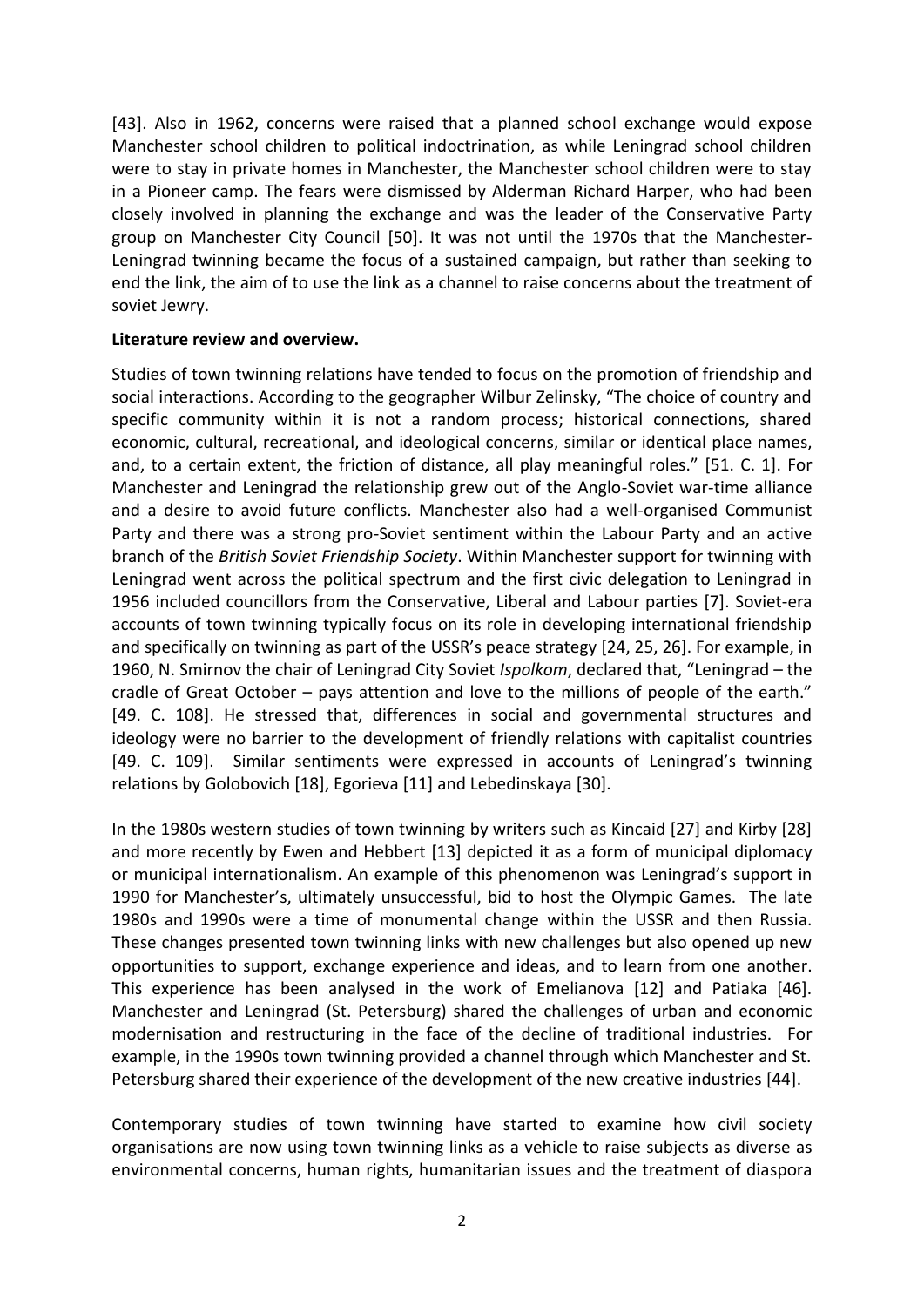[43]. Also in 1962, concerns were raised that a planned school exchange would expose Manchester school children to political indoctrination, as while Leningrad school children were to stay in private homes in Manchester, the Manchester school children were to stay in a Pioneer camp. The fears were dismissed by Alderman Richard Harper, who had been closely involved in planning the exchange and was the leader of the Conservative Party group on Manchester City Council [50]. It was not until the 1970s that the Manchester-Leningrad twinning became the focus of a sustained campaign, but rather than seeking to end the link, the aim of to use the link as a channel to raise concerns about the treatment of soviet Jewry.

**Literature review and overview.**

Studies of town twinning relations have tended to focus on the promotion of friendship and social interactions. According to the geographer Wilbur Zelinsky, "The choice of country and specific community within it is not a random process; historical connections, shared economic, cultural, recreational, and ideological concerns, similar or identical place names, and, to a certain extent, the friction of distance, all play meaningful roles." [51. C. 1]. For Manchester and Leningrad the relationship grew out of the Anglo-Soviet war-time alliance and a desire to avoid future conflicts. Manchester also had a well-organised Communist Party and there was a strong pro-Soviet sentiment within the Labour Party and an active branch of the *British Soviet Friendship Society*. Within Manchester support for twinning with Leningrad went across the political spectrum and the first civic delegation to Leningrad in 1956 included councillors from the Conservative, Liberal and Labour parties [7]. Soviet-era accounts of town twinning typically focus on its role in developing international friendship and specifically on twinning as part of the USSR's peace strategy [24, 25, 26]. For example, in 1960, N. Smirnov the chair of Leningrad City Soviet *Ispolkom*, declared that, "Leningrad – the cradle of Great October – pays attention and love to the millions of people of the earth." [49. C. 108]. He stressed that, differences in social and governmental structures and ideology were no barrier to the development of friendly relations with capitalist countries [49. C. 109]. Similar sentiments were expressed in accounts of Leningrad's twinning relations by Golobovich [18], Egorieva [11] and Lebedinskaya [30].

In the 1980s western studies of town twinning by writers such as Kincaid [27] and Kirby [28] and more recently by Ewen and Hebbert [13] depicted it as a form of municipal diplomacy or municipal internationalism. An example of this phenomenon was Leningrad's support in 1990 for Manchester's, ultimately unsuccessful, bid to host the Olympic Games. The late 1980s and 1990s were a time of monumental change within the USSR and then Russia. These changes presented town twinning links with new challenges but also opened up new opportunities to support, exchange experience and ideas, and to learn from one another. This experience has been analysed in the work of Emelianova [12] and Patiaka [46]. Manchester and Leningrad (St. Petersburg) shared the challenges of urban and economic modernisation and restructuring in the face of the decline of traditional industries. For example, in the 1990s town twinning provided a channel through which Manchester and St. Petersburg shared their experience of the development of the new creative industries [44].

Contemporary studies of town twinning have started to examine how civil society organisations are now using town twinning links as a vehicle to raise subjects as diverse as environmental concerns, human rights, humanitarian issues and the treatment of diaspora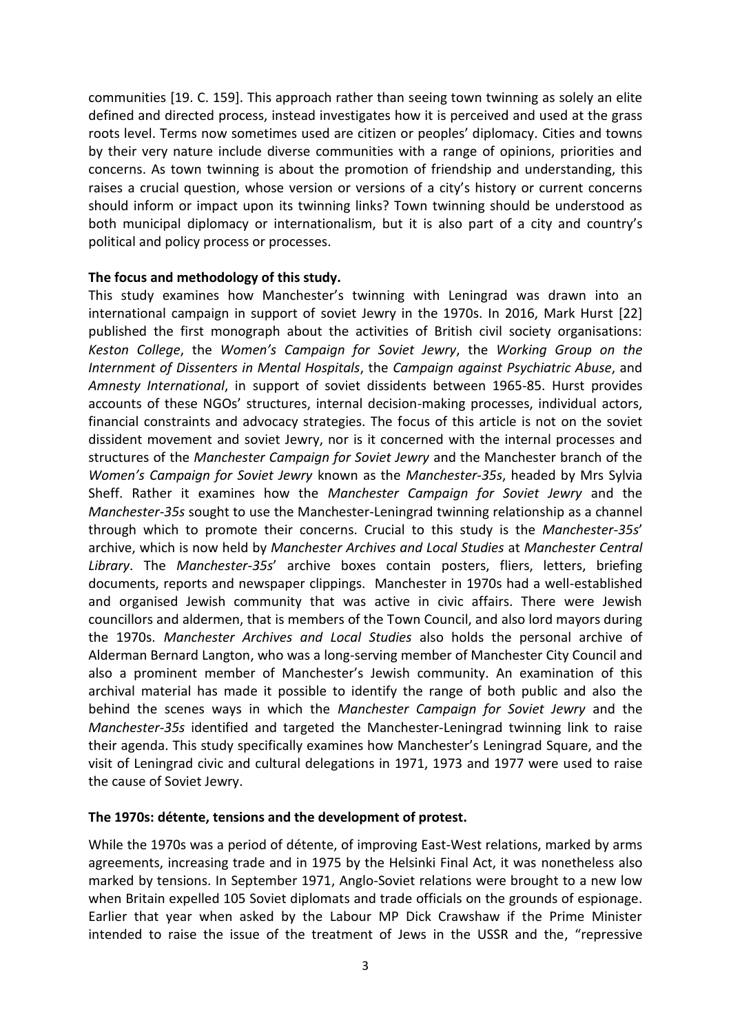communities [19. C. 159]. This approach rather than seeing town twinning as solely an elite defined and directed process, instead investigates how it is perceived and used at the grass roots level. Terms now sometimes used are citizen or peoples' diplomacy. Cities and towns by their very nature include diverse communities with a range of opinions, priorities and concerns. As town twinning is about the promotion of friendship and understanding, this raises a crucial question, whose version or versions of a city's history or current concerns should inform or impact upon its twinning links? Town twinning should be understood as both municipal diplomacy or internationalism, but it is also part of a city and country's political and policy process or processes.

**The focus and methodology of this study.**

This study examines how Manchester's twinning with Leningrad was drawn into an international campaign in support of soviet Jewry in the 1970s. In 2016, Mark Hurst [22] published the first monograph about the activities of British civil society organisations: *Keston College*, the *Women's Campaign for Soviet Jewry*, the *Working Group on the Internment of Dissenters in Mental Hospitals*, the *Campaign against Psychiatric Abuse*, and *Amnesty International*, in support of soviet dissidents between 1965-85. Hurst provides accounts of these NGOs' structures, internal decision-making processes, individual actors, financial constraints and advocacy strategies. The focus of this article is not on the soviet dissident movement and soviet Jewry, nor is it concerned with the internal processes and structures of the *Manchester Campaign for Soviet Jewry* and the Manchester branch of the *Women's Campaign for Soviet Jewry* known as the *Manchester-35s*, headed by Mrs Sylvia Sheff. Rather it examines how the *Manchester Campaign for Soviet Jewry* and the *Manchester-35s* sought to use the Manchester-Leningrad twinning relationship as a channel through which to promote their concerns. Crucial to this study is the *Manchester-35s*' archive, which is now held by *Manchester Archives and Local Studies* at *Manchester Central Library*. The *Manchester-35s*' archive boxes contain posters, fliers, letters, briefing documents, reports and newspaper clippings. Manchester in 1970s had a well-established and organised Jewish community that was active in civic affairs. There were Jewish councillors and aldermen, that is members of the Town Council, and also lord mayors during the 1970s. *Manchester Archives and Local Studies* also holds the personal archive of Alderman Bernard Langton, who was a long-serving member of Manchester City Council and also a prominent member of Manchester's Jewish community. An examination of this archival material has made it possible to identify the range of both public and also the behind the scenes ways in which the *Manchester Campaign for Soviet Jewry* and the *Manchester-35s* identified and targeted the Manchester-Leningrad twinning link to raise their agenda. This study specifically examines how Manchester's Leningrad Square, and the visit of Leningrad civic and cultural delegations in 1971, 1973 and 1977 were used to raise the cause of Soviet Jewry.

**The 1970s: détente, tensions and the development of protest.**

While the 1970s was a period of détente, of improving East-West relations, marked by arms agreements, increasing trade and in 1975 by the Helsinki Final Act, it was nonetheless also marked by tensions. In September 1971, Anglo-Soviet relations were brought to a new low when Britain expelled 105 Soviet diplomats and trade officials on the grounds of espionage. Earlier that year when asked by the Labour MP Dick Crawshaw if the Prime Minister intended to raise the issue of the treatment of Jews in the USSR and the, "repressive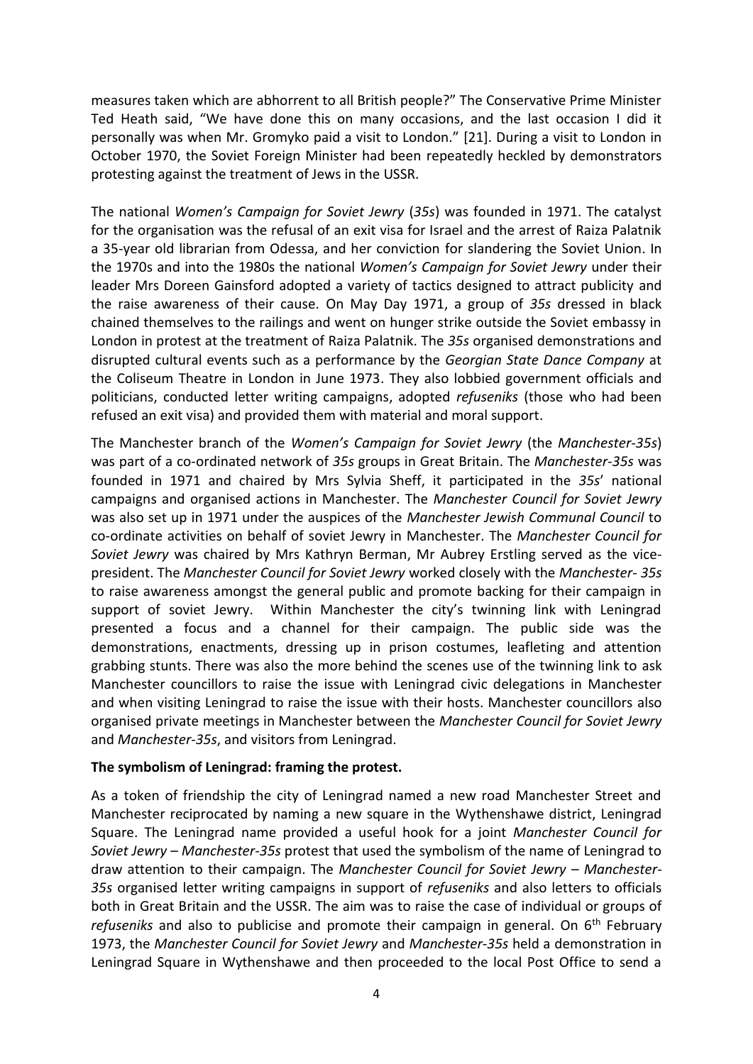measures taken which are abhorrent to all British people?" The Conservative Prime Minister Ted Heath said, "We have done this on many occasions, and the last occasion I did it personally was when Mr. Gromyko paid a visit to London." [21]. During a visit to London in October 1970, the Soviet Foreign Minister had been repeatedly heckled by demonstrators protesting against the treatment of Jews in the USSR.

The national *Women's Campaign for Soviet Jewry* (*35s*) was founded in 1971. The catalyst for the organisation was the refusal of an exit visa for Israel and the arrest of Raiza Palatnik a 35-year old librarian from Odessa, and her conviction for slandering the Soviet Union. In the 1970s and into the 1980s the national *Women's Campaign for Soviet Jewry* under their leader Mrs Doreen Gainsford adopted a variety of tactics designed to attract publicity and the raise awareness of their cause. On May Day 1971, a group of *35s* dressed in black chained themselves to the railings and went on hunger strike outside the Soviet embassy in London in protest at the treatment of Raiza Palatnik. The *35s* organised demonstrations and disrupted cultural events such as a performance by the *Georgian State Dance Company* at the Coliseum Theatre in London in June 1973. They also lobbied government officials and politicians, conducted letter writing campaigns, adopted *refuseniks* (those who had been refused an exit visa) and provided them with material and moral support.

The Manchester branch of the *Women's Campaign for Soviet Jewry* (the *Manchester-35s*) was part of a co-ordinated network of *35s* groups in Great Britain. The *Manchester-35s* was founded in 1971 and chaired by Mrs Sylvia Sheff, it participated in the *35s*' national campaigns and organised actions in Manchester. The *Manchester Council for Soviet Jewry* was also set up in 1971 under the auspices of the *Manchester Jewish Communal Council* to co-ordinate activities on behalf of soviet Jewry in Manchester. The *Manchester Council for Soviet Jewry* was chaired by Mrs Kathryn Berman, Mr Aubrey Erstling served as the vice-president. The *Manchester Council for Soviet Jewry* worked closely with the *Manchester- 35s* to raise awareness amongst the general public and promote backing for their campaign in support of soviet Jewry. Within Manchester the city's twinning link with Leningrad presented a focus and a channel for their campaign. The public side was the demonstrations, enactments, dressing up in prison costumes, leafleting and attention grabbing stunts. There was also the more behind the scenes use of the twinning link to ask Manchester councillors to raise the issue with Leningrad civic delegations in Manchester and when visiting Leningrad to raise the issue with their hosts. Manchester councillors also organised private meetings in Manchester between the *Manchester Council for Soviet Jewry* and *Manchester-35s*, and visitors from Leningrad.

**The symbolism of Leningrad: framing the protest.**

As a token of friendship the city of Leningrad named a new road Manchester Street and Manchester reciprocated by naming a new square in the Wythenshawe district, Leningrad Square. The Leningrad name provided a useful hook for a joint *Manchester Council for Soviet Jewry – Manchester-35s* protest that used the symbolism of the name of Leningrad to draw attention to their campaign. The *Manchester Council for Soviet Jewry – Manchester-35s* organised letter writing campaigns in support of *refuseniks* and also letters to officials both in Great Britain and the USSR. The aim was to raise the case of individual or groups of *refuseniks* and also to publicise and promote their campaign in general. On 6th February 1973, the *Manchester Council for Soviet Jewry* and *Manchester-35s* held a demonstration in Leningrad Square in Wythenshawe and then proceeded to the local Post Office to send a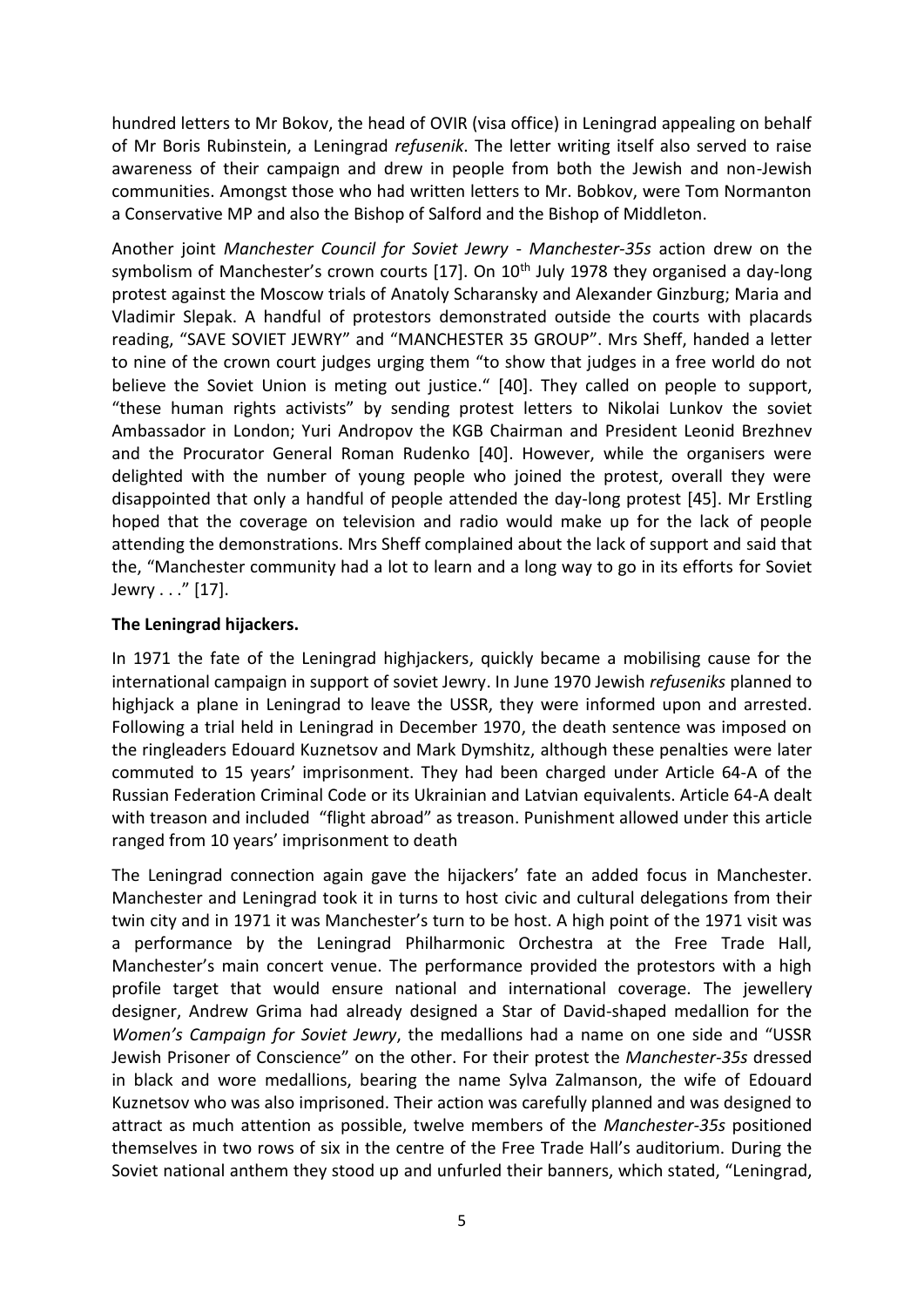hundred letters to Mr Bokov, the head of OVIR (visa office) in Leningrad appealing on behalf of Mr Boris Rubinstein, a Leningrad *refusenik*. The letter writing itself also served to raise awareness of their campaign and drew in people from both the Jewish and non-Jewish communities. Amongst those who had written letters to Mr. Bobkov, were Tom Normanton a Conservative MP and also the Bishop of Salford and the Bishop of Middleton.

Another joint *Manchester Council for Soviet Jewry - Manchester-35s* action drew on the symbolism of Manchester's crown courts [17]. On 10th July 1978 they organised a day-long protest against the Moscow trials of Anatoly Scharansky and Alexander Ginzburg; Maria and Vladimir Slepak. A handful of protestors demonstrated outside the courts with placards reading, "SAVE SOVIET JEWRY" and "MANCHESTER 35 GROUP". Mrs Sheff, handed a letter to nine of the crown court judges urging them "to show that judges in a free world do not believe the Soviet Union is meting out justice." [40]. They called on people to support, "these human rights activists" by sending protest letters to Nikolai Lunkov the soviet Ambassador in London; Yuri Andropov the KGB Chairman and President Leonid Brezhnev and the Procurator General Roman Rudenko [40]. However, while the organisers were delighted with the number of young people who joined the protest, overall they were disappointed that only a handful of people attended the day-long protest [45]. Mr Erstling hoped that the coverage on television and radio would make up for the lack of people attending the demonstrations. Mrs Sheff complained about the lack of support and said that the, "Manchester community had a lot to learn and a long way to go in its efforts for Soviet Jewry . . ." [17].

**The Leningrad hijackers.**

In 1971 the fate of the Leningrad highjackers, quickly became a mobilising cause for the international campaign in support of soviet Jewry. In June 1970 Jewish *refuseniks* planned to highjack a plane in Leningrad to leave the USSR, they were informed upon and arrested. Following a trial held in Leningrad in December 1970, the death sentence was imposed on the ringleaders Edouard Kuznetsov and Mark Dymshitz, although these penalties were later commuted to 15 years' imprisonment. They had been charged under Article 64-A of the Russian Federation Criminal Code or its Ukrainian and Latvian equivalents. Article 64-A dealt with treason and included "flight abroad" as treason. Punishment allowed under this article ranged from 10 years' imprisonment to death

The Leningrad connection again gave the hijackers' fate an added focus in Manchester. Manchester and Leningrad took it in turns to host civic and cultural delegations from their twin city and in 1971 it was Manchester's turn to be host. A high point of the 1971 visit was a performance by the Leningrad Philharmonic Orchestra at the Free Trade Hall, Manchester's main concert venue. The performance provided the protestors with a high profile target that would ensure national and international coverage. The jewellery designer, Andrew Grima had already designed a Star of David-shaped medallion for the *Women's Campaign for Soviet Jewry*, the medallions had a name on one side and "USSR Jewish Prisoner of Conscience" on the other. For their protest the *Manchester-35s* dressed in black and wore medallions, bearing the name Sylva Zalmanson, the wife of Edouard Kuznetsov who was also imprisoned. Their action was carefully planned and was designed to attract as much attention as possible, twelve members of the *Manchester-35s* positioned themselves in two rows of six in the centre of the Free Trade Hall's auditorium. During the Soviet national anthem they stood up and unfurled their banners, which stated, "Leningrad,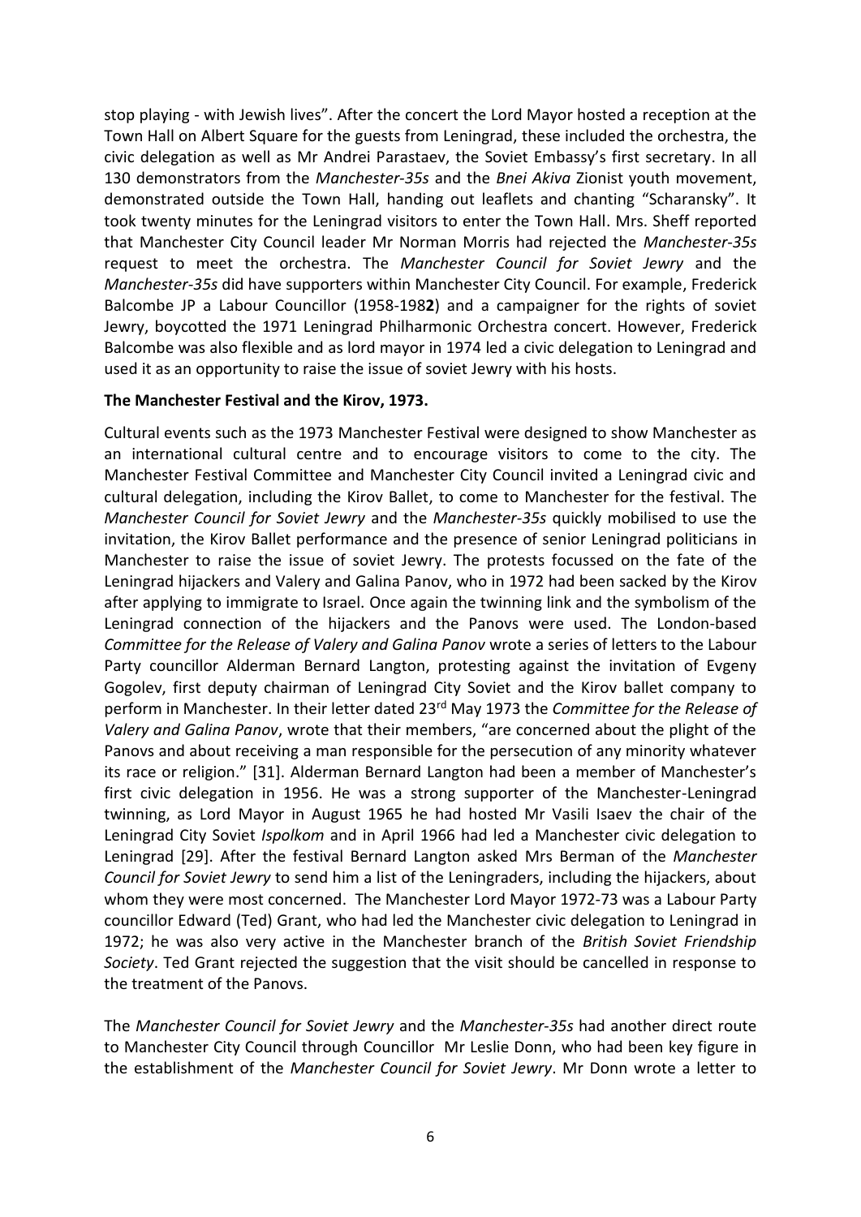stop playing - with Jewish lives". After the concert the Lord Mayor hosted a reception at the Town Hall on Albert Square for the guests from Leningrad, these included the orchestra, the civic delegation as well as Mr Andrei Parastaev, the Soviet Embassy's first secretary. In all 130 demonstrators from the *Manchester-35s* and the *Bnei Akiva* Zionist youth movement, demonstrated outside the Town Hall, handing out leaflets and chanting "Scharansky". It took twenty minutes for the Leningrad visitors to enter the Town Hall. Mrs. Sheff reported that Manchester City Council leader Mr Norman Morris had rejected the *Manchester-35s* request to meet the orchestra. The *Manchester Council for Soviet Jewry* and the *Manchester-35s* did have supporters within Manchester City Council. For example, Frederick Balcombe JP a Labour Councillor (1958-198**2**) and a campaigner for the rights of soviet Jewry, boycotted the 1971 Leningrad Philharmonic Orchestra concert. However, Frederick Balcombe was also flexible and as lord mayor in 1974 led a civic delegation to Leningrad and used it as an opportunity to raise the issue of soviet Jewry with his hosts.

**The Manchester Festival and the Kirov, 1973.**

Cultural events such as the 1973 Manchester Festival were designed to show Manchester as an international cultural centre and to encourage visitors to come to the city. The Manchester Festival Committee and Manchester City Council invited a Leningrad civic and cultural delegation, including the Kirov Ballet, to come to Manchester for the festival. The *Manchester Council for Soviet Jewry* and the *Manchester-35s* quickly mobilised to use the invitation, the Kirov Ballet performance and the presence of senior Leningrad politicians in Manchester to raise the issue of soviet Jewry. The protests focussed on the fate of the Leningrad hijackers and Valery and Galina Panov, who in 1972 had been sacked by the Kirov after applying to immigrate to Israel. Once again the twinning link and the symbolism of the Leningrad connection of the hijackers and the Panovs were used. The London-based *Committee for the Release of Valery and Galina Panov* wrote a series of letters to the Labour Party councillor Alderman Bernard Langton, protesting against the invitation of Evgeny Gogolev, first deputy chairman of Leningrad City Soviet and the Kirov ballet company to perform in Manchester. In their letter dated 23rd May 1973 the *Committee for the Release of Valery and Galina Panov*, wrote that their members, "are concerned about the plight of the Panovs and about receiving a man responsible for the persecution of any minority whatever its race or religion." [31]. Alderman Bernard Langton had been a member of Manchester's first civic delegation in 1956. He was a strong supporter of the Manchester-Leningrad twinning, as Lord Mayor in August 1965 he had hosted Mr Vasili Isaev the chair of the Leningrad City Soviet *Ispolkom* and in April 1966 had led a Manchester civic delegation to Leningrad [29]. After the festival Bernard Langton asked Mrs Berman of the *Manchester Council for Soviet Jewry* to send him a list of the Leningraders, including the hijackers, about whom they were most concerned. The Manchester Lord Mayor 1972-73 was a Labour Party councillor Edward (Ted) Grant, who had led the Manchester civic delegation to Leningrad in 1972; he was also very active in the Manchester branch of the *British Soviet Friendship Society*. Ted Grant rejected the suggestion that the visit should be cancelled in response to the treatment of the Panovs.

The *Manchester Council for Soviet Jewry* and the *Manchester-35s* had another direct route to Manchester City Council through Councillor Mr Leslie Donn, who had been key figure in the establishment of the *Manchester Council for Soviet Jewry*. Mr Donn wrote a letter to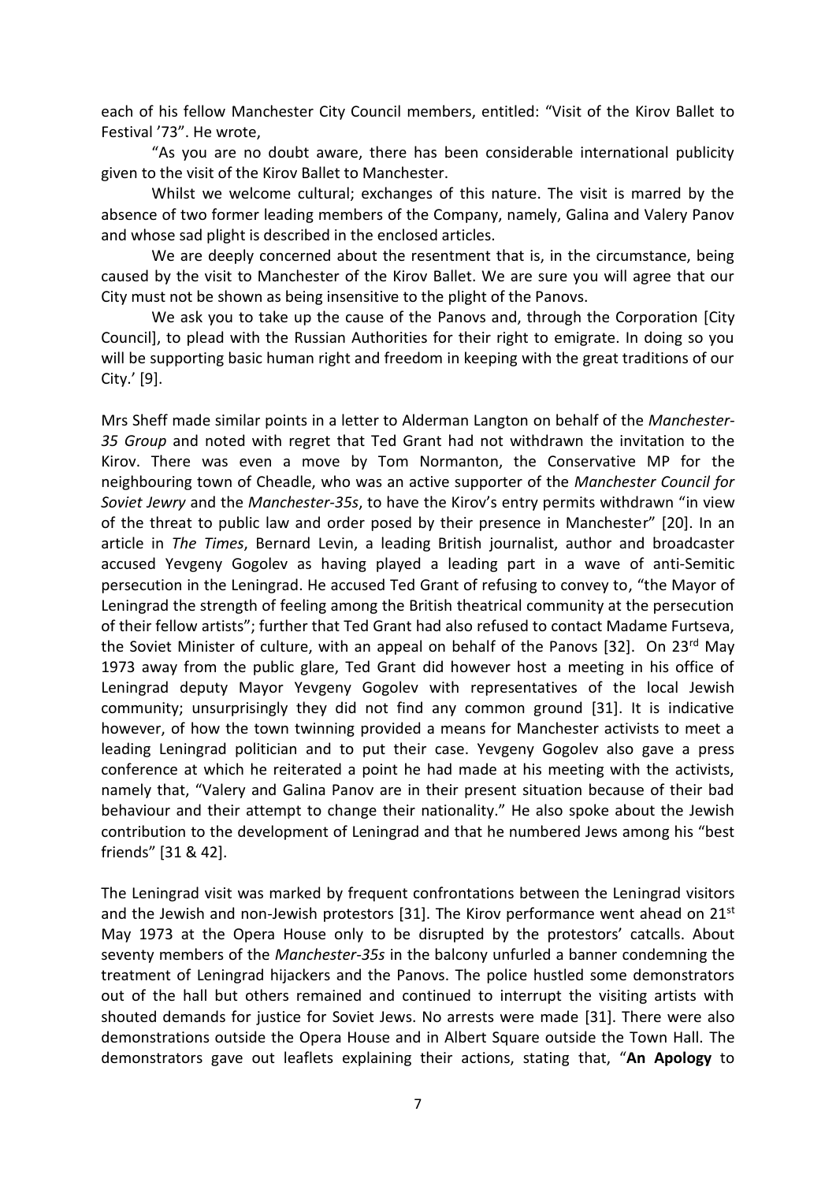each of his fellow Manchester City Council members, entitled: "Visit of the Kirov Ballet to Festival '73". He wrote,

"As you are no doubt aware, there has been considerable international publicity given to the visit of the Kirov Ballet to Manchester.

Whilst we welcome cultural; exchanges of this nature. The visit is marred by the absence of two former leading members of the Company, namely, Galina and Valery Panov and whose sad plight is described in the enclosed articles.

We are deeply concerned about the resentment that is, in the circumstance, being caused by the visit to Manchester of the Kirov Ballet. We are sure you will agree that our City must not be shown as being insensitive to the plight of the Panovs.

We ask you to take up the cause of the Panovs and, through the Corporation [City Council], to plead with the Russian Authorities for their right to emigrate. In doing so you will be supporting basic human right and freedom in keeping with the great traditions of our City.' [9].

Mrs Sheff made similar points in a letter to Alderman Langton on behalf of the *Manchester-35 Group* and noted with regret that Ted Grant had not withdrawn the invitation to the Kirov. There was even a move by Tom Normanton, the Conservative MP for the neighbouring town of Cheadle, who was an active supporter of the *Manchester Council for Soviet Jewry* and the *Manchester-35s*, to have the Kirov's entry permits withdrawn "in view of the threat to public law and order posed by their presence in Manchester" [20]. In an article in *The Times*, Bernard Levin, a leading British journalist, author and broadcaster accused Yevgeny Gogolev as having played a leading part in a wave of anti-Semitic persecution in the Leningrad. He accused Ted Grant of refusing to convey to, "the Mayor of Leningrad the strength of feeling among the British theatrical community at the persecution of their fellow artists"; further that Ted Grant had also refused to contact Madame Furtseva, the Soviet Minister of culture, with an appeal on behalf of the Panovs [32]. On 23rd May 1973 away from the public glare, Ted Grant did however host a meeting in his office of Leningrad deputy Mayor Yevgeny Gogolev with representatives of the local Jewish community; unsurprisingly they did not find any common ground [31]. It is indicative however, of how the town twinning provided a means for Manchester activists to meet a leading Leningrad politician and to put their case. Yevgeny Gogolev also gave a press conference at which he reiterated a point he had made at his meeting with the activists, namely that, "Valery and Galina Panov are in their present situation because of their bad behaviour and their attempt to change their nationality." He also spoke about the Jewish contribution to the development of Leningrad and that he numbered Jews among his "best friends" [31 & 42].

The Leningrad visit was marked by frequent confrontations between the Leningrad visitors and the Jewish and non-Jewish protestors [31]. The Kirov performance went ahead on 21st May 1973 at the Opera House only to be disrupted by the protestors' catcalls. About seventy members of the *Manchester-35s* in the balcony unfurled a banner condemning the treatment of Leningrad hijackers and the Panovs. The police hustled some demonstrators out of the hall but others remained and continued to interrupt the visiting artists with shouted demands for justice for Soviet Jews. No arrests were made [31]. There were also demonstrations outside the Opera House and in Albert Square outside the Town Hall. The demonstrators gave out leaflets explaining their actions, stating that, "**An Apology** to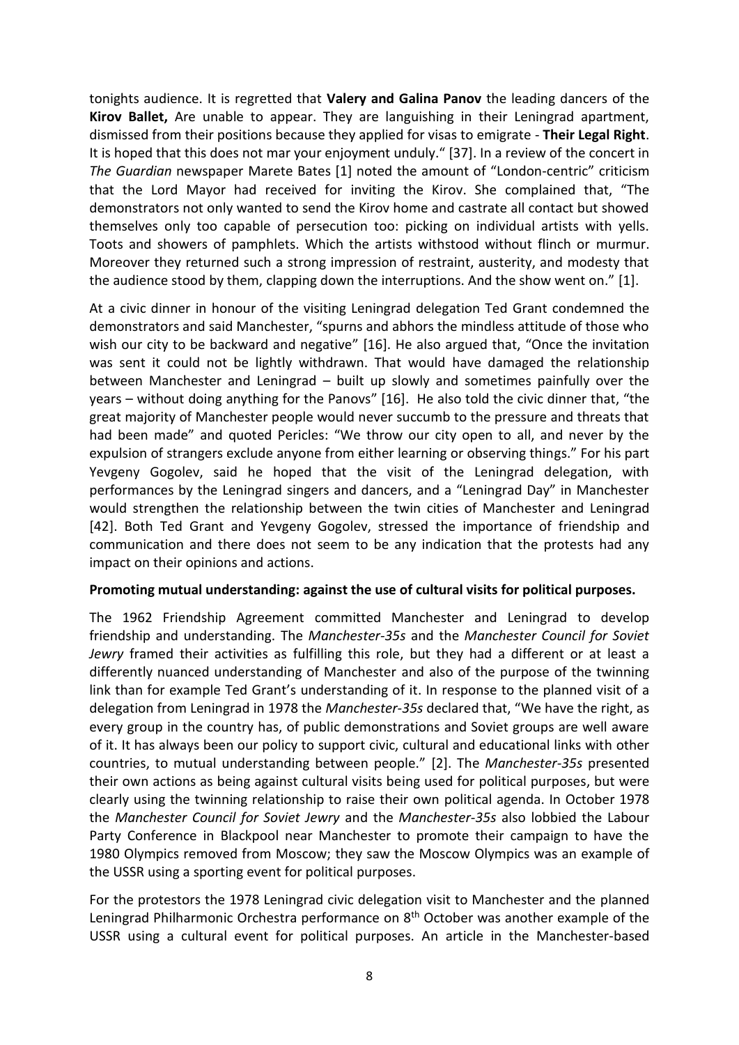tonights audience. It is regretted that **Valery and Galina Panov** the leading dancers of the **Kirov Ballet,** Are unable to appear. They are languishing in their Leningrad apartment, dismissed from their positions because they applied for visas to emigrate - **Their Legal Right**. It is hoped that this does not mar your enjoyment unduly." [37]. In a review of the concert in *The Guardian* newspaper Marete Bates [1] noted the amount of "London-centric" criticism that the Lord Mayor had received for inviting the Kirov. She complained that, "The demonstrators not only wanted to send the Kirov home and castrate all contact but showed themselves only too capable of persecution too: picking on individual artists with yells. Toots and showers of pamphlets. Which the artists withstood without flinch or murmur. Moreover they returned such a strong impression of restraint, austerity, and modesty that the audience stood by them, clapping down the interruptions. And the show went on." [1].

At a civic dinner in honour of the visiting Leningrad delegation Ted Grant condemned the demonstrators and said Manchester, "spurns and abhors the mindless attitude of those who wish our city to be backward and negative" [16]. He also argued that, "Once the invitation was sent it could not be lightly withdrawn. That would have damaged the relationship between Manchester and Leningrad – built up slowly and sometimes painfully over the years – without doing anything for the Panovs" [16]. He also told the civic dinner that, "the great majority of Manchester people would never succumb to the pressure and threats that had been made" and quoted Pericles: "We throw our city open to all, and never by the expulsion of strangers exclude anyone from either learning or observing things." For his part Yevgeny Gogolev, said he hoped that the visit of the Leningrad delegation, with performances by the Leningrad singers and dancers, and a "Leningrad Day" in Manchester would strengthen the relationship between the twin cities of Manchester and Leningrad [42]. Both Ted Grant and Yevgeny Gogolev, stressed the importance of friendship and communication and there does not seem to be any indication that the protests had any impact on their opinions and actions.

**Promoting mutual understanding: against the use of cultural visits for political purposes.**

The 1962 Friendship Agreement committed Manchester and Leningrad to develop friendship and understanding. The *Manchester-35s* and the *Manchester Council for Soviet Jewry* framed their activities as fulfilling this role, but they had a different or at least a differently nuanced understanding of Manchester and also of the purpose of the twinning link than for example Ted Grant's understanding of it. In response to the planned visit of a delegation from Leningrad in 1978 the *Manchester-35s* declared that, "We have the right, as every group in the country has, of public demonstrations and Soviet groups are well aware of it. It has always been our policy to support civic, cultural and educational links with other countries, to mutual understanding between people." [2]. The *Manchester-35s* presented their own actions as being against cultural visits being used for political purposes, but were clearly using the twinning relationship to raise their own political agenda. In October 1978 the *Manchester Council for Soviet Jewry* and the *Manchester-35s* also lobbied the Labour Party Conference in Blackpool near Manchester to promote their campaign to have the 1980 Olympics removed from Moscow; they saw the Moscow Olympics was an example of the USSR using a sporting event for political purposes.

For the protestors the 1978 Leningrad civic delegation visit to Manchester and the planned Leningrad Philharmonic Orchestra performance on 8th October was another example of the USSR using a cultural event for political purposes. An article in the Manchester-based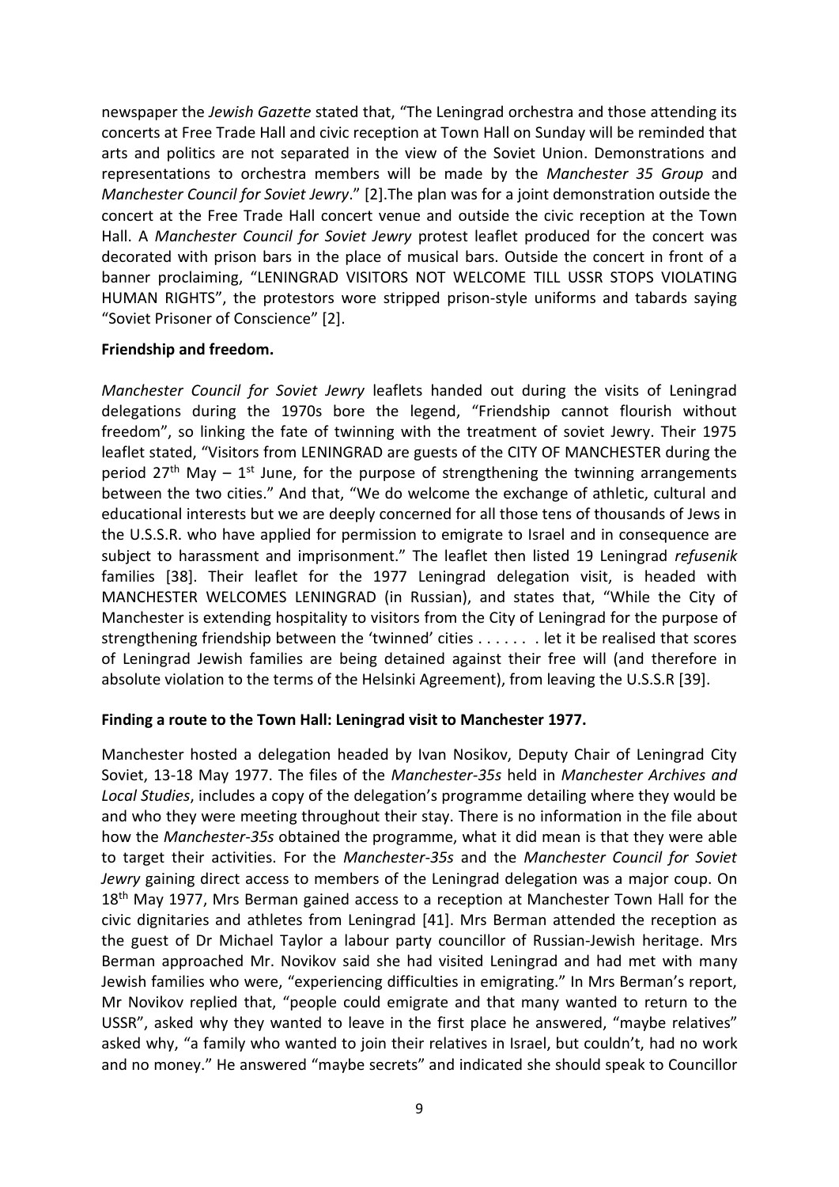newspaper the *Jewish Gazette* stated that, "The Leningrad orchestra and those attending its concerts at Free Trade Hall and civic reception at Town Hall on Sunday will be reminded that arts and politics are not separated in the view of the Soviet Union. Demonstrations and representations to orchestra members will be made by the *Manchester 35 Group* and *Manchester Council for Soviet Jewry*." [2].The plan was for a joint demonstration outside the concert at the Free Trade Hall concert venue and outside the civic reception at the Town Hall. A *Manchester Council for Soviet Jewry* protest leaflet produced for the concert was decorated with prison bars in the place of musical bars. Outside the concert in front of a banner proclaiming, "LENINGRAD VISITORS NOT WELCOME TILL USSR STOPS VIOLATING HUMAN RIGHTS", the protestors wore stripped prison-style uniforms and tabards saying "Soviet Prisoner of Conscience" [2].

**Friendship and freedom.**

*Manchester Council for Soviet Jewry* leaflets handed out during the visits of Leningrad delegations during the 1970s bore the legend, "Friendship cannot flourish without freedom", so linking the fate of twinning with the treatment of soviet Jewry. Their 1975 leaflet stated, "Visitors from LENINGRAD are guests of the CITY OF MANCHESTER during the period 27th May – 1st June, for the purpose of strengthening the twinning arrangements between the two cities." And that, "We do welcome the exchange of athletic, cultural and educational interests but we are deeply concerned for all those tens of thousands of Jews in the U.S.S.R. who have applied for permission to emigrate to Israel and in consequence are subject to harassment and imprisonment." The leaflet then listed 19 Leningrad *refusenik* families [38]. Their leaflet for the 1977 Leningrad delegation visit, is headed with MANCHESTER WELCOMES LENINGRAD (in Russian), and states that, "While the City of Manchester is extending hospitality to visitors from the City of Leningrad for the purpose of strengthening friendship between the 'twinned' cities . . . . . . . let it be realised that scores of Leningrad Jewish families are being detained against their free will (and therefore in absolute violation to the terms of the Helsinki Agreement), from leaving the U.S.S.R [39].

**Finding a route to the Town Hall: Leningrad visit to Manchester 1977.**

Manchester hosted a delegation headed by Ivan Nosikov, Deputy Chair of Leningrad City Soviet, 13-18 May 1977. The files of the *Manchester-35s* held in *Manchester Archives and Local Studies*, includes a copy of the delegation's programme detailing where they would be and who they were meeting throughout their stay. There is no information in the file about how the *Manchester-35s* obtained the programme, what it did mean is that they were able to target their activities. For the *Manchester-35s* and the *Manchester Council for Soviet Jewry* gaining direct access to members of the Leningrad delegation was a major coup. On 18th May 1977, Mrs Berman gained access to a reception at Manchester Town Hall for the civic dignitaries and athletes from Leningrad [41]. Mrs Berman attended the reception as the guest of Dr Michael Taylor a labour party councillor of Russian-Jewish heritage. Mrs Berman approached Mr. Novikov said she had visited Leningrad and had met with many Jewish families who were, "experiencing difficulties in emigrating." In Mrs Berman's report, Mr Novikov replied that, "people could emigrate and that many wanted to return to the USSR", asked why they wanted to leave in the first place he answered, "maybe relatives" asked why, "a family who wanted to join their relatives in Israel, but couldn't, had no work and no money." He answered "maybe secrets" and indicated she should speak to Councillor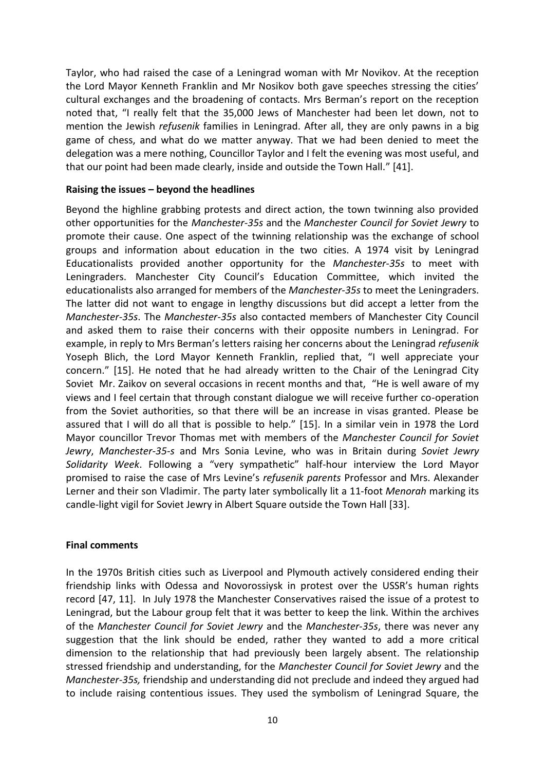Taylor, who had raised the case of a Leningrad woman with Mr Novikov. At the reception the Lord Mayor Kenneth Franklin and Mr Nosikov both gave speeches stressing the cities' cultural exchanges and the broadening of contacts. Mrs Berman's report on the reception noted that, "I really felt that the 35,000 Jews of Manchester had been let down, not to mention the Jewish *refusenik* families in Leningrad. After all, they are only pawns in a big game of chess, and what do we matter anyway. That we had been denied to meet the delegation was a mere nothing, Councillor Taylor and I felt the evening was most useful, and that our point had been made clearly, inside and outside the Town Hall." [41].

**Raising the issues – beyond the headlines**

Beyond the highline grabbing protests and direct action, the town twinning also provided other opportunities for the *Manchester-35s* and the *Manchester Council for Soviet Jewry* to promote their cause. One aspect of the twinning relationship was the exchange of school groups and information about education in the two cities. A 1974 visit by Leningrad Educationalists provided another opportunity for the *Manchester-35s* to meet with Leningraders. Manchester City Council's Education Committee, which invited the educationalists also arranged for members of the *Manchester-35s* to meet the Leningraders. The latter did not want to engage in lengthy discussions but did accept a letter from the *Manchester-35s*. The *Manchester-35s* also contacted members of Manchester City Council and asked them to raise their concerns with their opposite numbers in Leningrad. For example, in reply to Mrs Berman's letters raising her concerns about the Leningrad *refusenik* Yoseph Blich, the Lord Mayor Kenneth Franklin, replied that, "I well appreciate your concern." [15]. He noted that he had already written to the Chair of the Leningrad City Soviet Mr. Zaikov on several occasions in recent months and that, "He is well aware of my views and I feel certain that through constant dialogue we will receive further co-operation from the Soviet authorities, so that there will be an increase in visas granted. Please be assured that I will do all that is possible to help." [15]. In a similar vein in 1978 the Lord Mayor councillor Trevor Thomas met with members of the *Manchester Council for Soviet Jewry*, *Manchester-35-s* and Mrs Sonia Levine, who was in Britain during *Soviet Jewry Solidarity Week*. Following a "very sympathetic" half-hour interview the Lord Mayor promised to raise the case of Mrs Levine's *refusenik parents* Professor and Mrs. Alexander Lerner and their son Vladimir. The party later symbolically lit a 11-foot *Menorah* marking its candle-light vigil for Soviet Jewry in Albert Square outside the Town Hall [33].

**Final comments**

In the 1970s British cities such as Liverpool and Plymouth actively considered ending their friendship links with Odessa and Novorossiysk in protest over the USSR's human rights record [47, 11]. In July 1978 the Manchester Conservatives raised the issue of a protest to Leningrad, but the Labour group felt that it was better to keep the link. Within the archives of the *Manchester Council for Soviet Jewry* and the *Manchester-35s*, there was never any suggestion that the link should be ended, rather they wanted to add a more critical dimension to the relationship that had previously been largely absent. The relationship stressed friendship and understanding, for the *Manchester Council for Soviet Jewry* and the *Manchester-35s,* friendship and understanding did not preclude and indeed they argued had to include raising contentious issues. They used the symbolism of Leningrad Square, the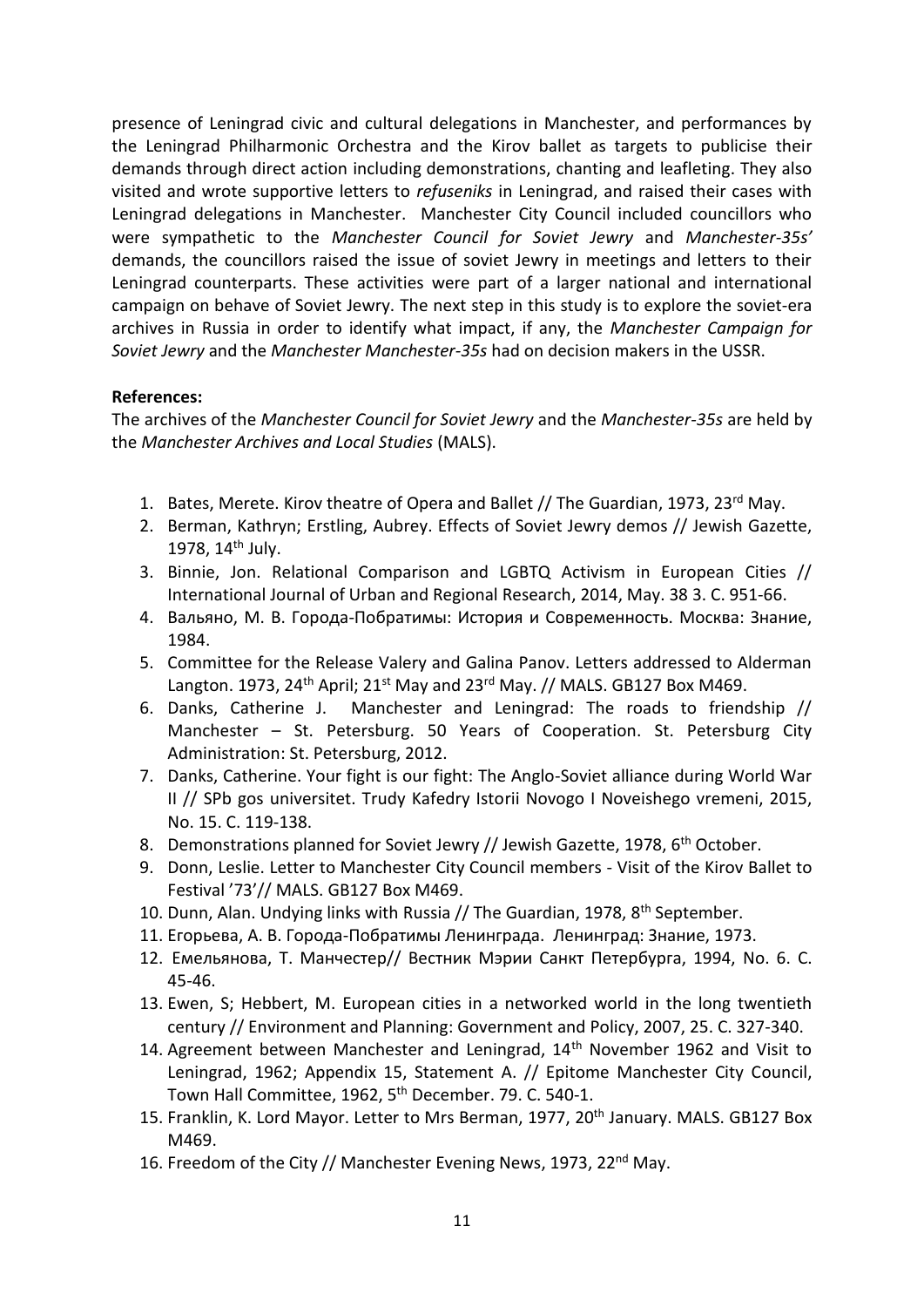presence of Leningrad civic and cultural delegations in Manchester, and performances by the Leningrad Philharmonic Orchestra and the Kirov ballet as targets to publicise their demands through direct action including demonstrations, chanting and leafleting. They also visited and wrote supportive letters to *refuseniks* in Leningrad, and raised their cases with Leningrad delegations in Manchester. Manchester City Council included councillors who were sympathetic to the *Manchester Council for Soviet Jewry* and *Manchester-35s'* demands, the councillors raised the issue of soviet Jewry in meetings and letters to their Leningrad counterparts. These activities were part of a larger national and international campaign on behave of Soviet Jewry. The next step in this study is to explore the soviet-era archives in Russia in order to identify what impact, if any, the *Manchester Campaign for Soviet Jewry* and the *Manchester Manchester-35s* had on decision makers in the USSR.

**References:**

The archives of the *Manchester Council for Soviet Jewry* and the *Manchester-35s* are held by the *Manchester Archives and Local Studies* (MALS).

1. Bates, Merete. Kirov theatre of Opera and Ballet // The Guardian, 1973, 23rd May.
2. Berman, Kathryn; Erstling, Aubrey. Effects of Soviet Jewry demos // Jewish Gazette, 1978, 14th July.
3. Binnie, Jon. Relational Comparison and LGBTQ Activism in European Cities // International Journal of Urban and Regional Research, 2014, May. 38 3. C. 951-66.
4. Вальяно, М. В. Города-Побратимы: История и Современность. Москва: Знание, 1984.
5. Committee for the Release Valery and Galina Panov. Letters addressed to Alderman Langton. 1973, 24th April; 21st May and 23rd May. // MALS. GB127 Box M469.
6. Danks, Catherine J. Manchester and Leningrad: The roads to friendship // Manchester – St. Petersburg. 50 Years of Cooperation. St. Petersburg City Administration: St. Petersburg, 2012.
7. Danks, Catherine. Your fight is our fight: The Anglo-Soviet alliance during World War II // SPb gos universitet. Trudy Kafedry Istorii Novogo I Noveishego vremeni, 2015, No. 15. C. 119-138.
8. Demonstrations planned for Soviet Jewry // Jewish Gazette, 1978, 6th October.
9. Donn, Leslie. Letter to Manchester City Council members - Visit of the Kirov Ballet to Festival '73'// MALS. GB127 Box M469.
10. Dunn, Alan. Undying links with Russia // The Guardian, 1978, 8th September.
11. Егорьева, А. В. Города-Побратимы Ленинграда. Ленинград: Знание, 1973.
12. Емельянова, Т. Манчестер// Вестник Мэрии Санкт Петербурга, 1994, No. 6. C. 45-46.
13. Ewen, S; Hebbert, M. European cities in a networked world in the long twentieth century // Environment and Planning: Government and Policy, 2007, 25. C. 327-340.
14. Agreement between Manchester and Leningrad, 14th November 1962 and Visit to Leningrad, 1962; Appendix 15, Statement A. // Epitome Manchester City Council, Town Hall Committee, 1962, 5th December. 79. C. 540-1.
15. Franklin, K. Lord Mayor. Letter to Mrs Berman, 1977, 20th January. MALS. GB127 Box M469.
16. Freedom of the City // Manchester Evening News, 1973, 22nd May.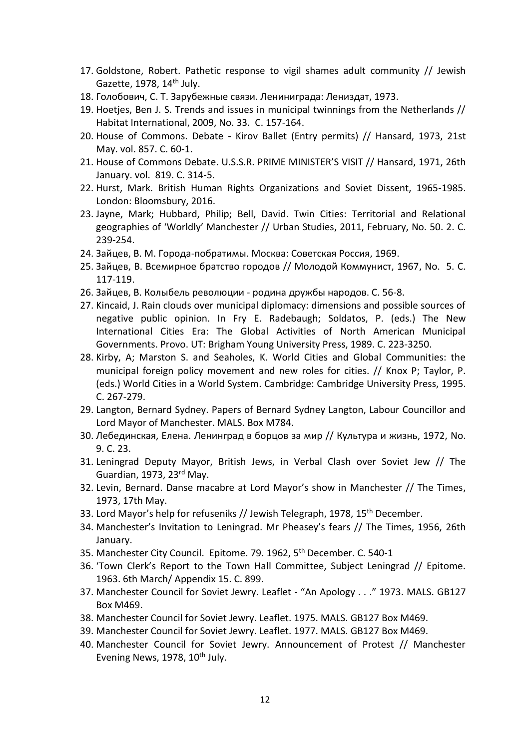17. Goldstone, Robert. Pathetic response to vigil shames adult community // Jewish Gazette, 1978, 14th July.
18. Голобович, С. Т. Зарубежные связи. Ленинграда: Лениздат, 1973.
19. Hoetjes, Ben J. S. Trends and issues in municipal twinnings from the Netherlands // Habitat International, 2009, No. 33. C. 157-164.
20. House of Commons. Debate - Kirov Ballet (Entry permits) // Hansard, 1973, 21st May. vol. 857. C. 60-1.
21. House of Commons Debate. U.S.S.R. PRIME MINISTER'S VISIT // Hansard, 1971, 26th January. vol. 819. C. 314-5.
22. Hurst, Mark. British Human Rights Organizations and Soviet Dissent, 1965-1985. London: Bloomsbury, 2016.
23. Jayne, Mark; Hubbard, Philip; Bell, David. Twin Cities: Territorial and Relational geographies of 'Worldly' Manchester // Urban Studies, 2011, February, No. 50. 2. C. 239-254.
24. Зайцев, В. М. Города-побратимы. Москва: Советская Россия, 1969.
25. Зайцев, В. Всемирное братство городов // Молодой Коммунист, 1967, No. 5. C. 117-119.
26. Зайцев, В. Колыбель революции - родина дружбы народов. С. 56-8.
27. Kincaid, J. Rain clouds over municipal diplomacy: dimensions and possible sources of negative public opinion. In Fry E. Radebaugh; Soldatos, P. (eds.) The New International Cities Era: The Global Activities of North American Municipal Governments. Provo. UT: Brigham Young University Press, 1989. C. 223-3250.
28. Kirby, A; Marston S. and Seaholes, K. World Cities and Global Communities: the municipal foreign policy movement and new roles for cities. // Knox P; Taylor, P. (eds.) World Cities in a World System. Cambridge: Cambridge University Press, 1995. C. 267-279.
29. Langton, Bernard Sydney. Papers of Bernard Sydney Langton, Labour Councillor and Lord Mayor of Manchester. MALS. Box M784.
30. Лебединская, Елена. Ленинград в борцов за мир // Культура и жизнь, 1972, No. 9. C. 23.
31. Leningrad Deputy Mayor, British Jews, in Verbal Clash over Soviet Jew // The Guardian, 1973, 23rd May.
32. Levin, Bernard. Danse macabre at Lord Mayor's show in Manchester // The Times, 1973, 17th May.
33. Lord Mayor's help for refuseniks // Jewish Telegraph, 1978, 15th December.
34. Manchester's Invitation to Leningrad. Mr Pheasey's fears // The Times, 1956, 26th January.
35. Manchester City Council. Epitome. 79. 1962, 5th December. C. 540-1
36. 'Town Clerk's Report to the Town Hall Committee, Subject Leningrad // Epitome. 1963. 6th March/ Appendix 15. C. 899.
37. Manchester Council for Soviet Jewry. Leaflet - "An Apology . . ." 1973. MALS. GB127 Box M469.
38. Manchester Council for Soviet Jewry. Leaflet. 1975. MALS. GB127 Box M469.
39. Manchester Council for Soviet Jewry. Leaflet. 1977. MALS. GB127 Box M469.
40. Manchester Council for Soviet Jewry. Announcement of Protest // Manchester Evening News, 1978, 10th July.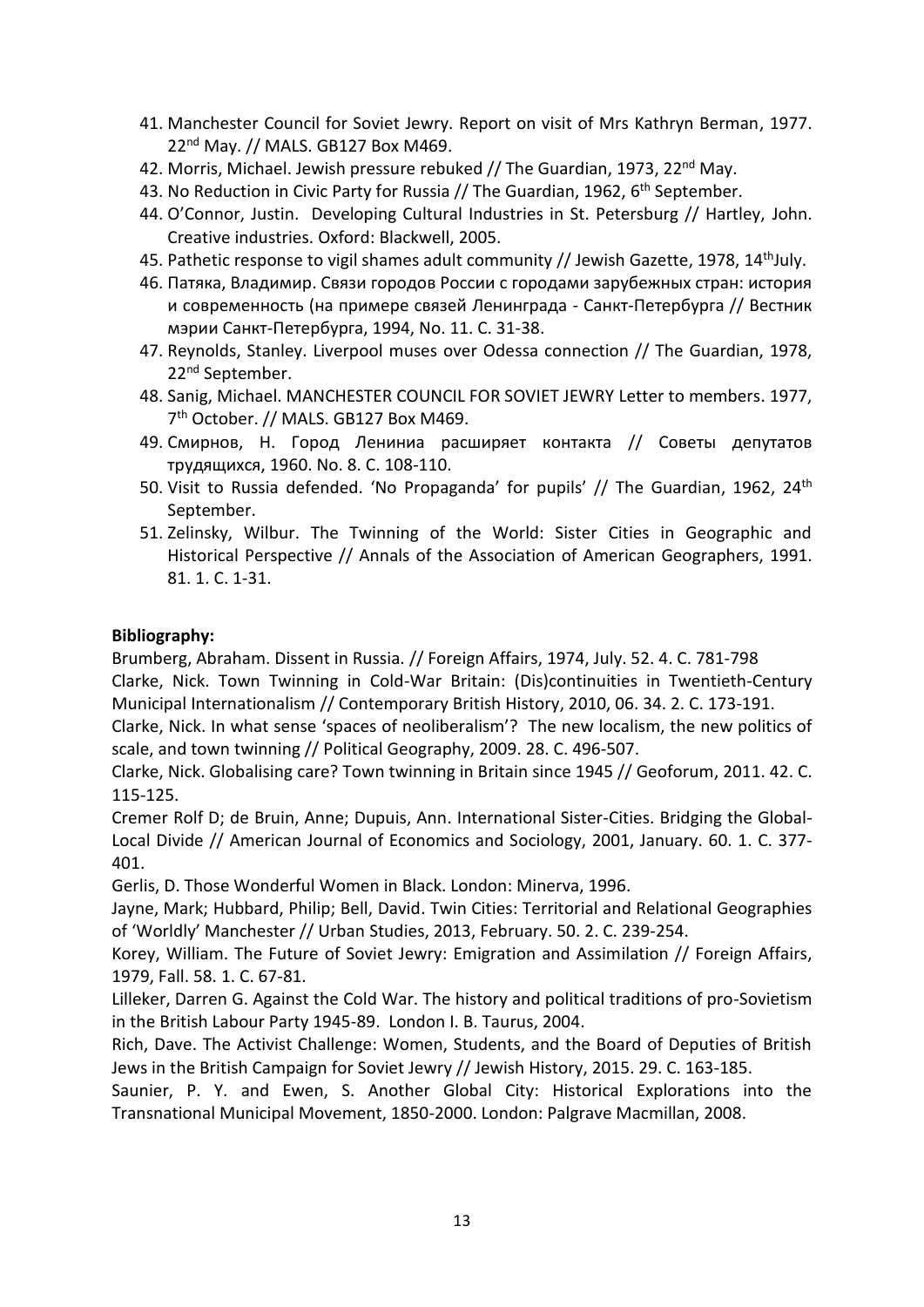41. Manchester Council for Soviet Jewry. Report on visit of Mrs Kathryn Berman, 1977. 22nd May. // MALS. GB127 Box M469.
42. Morris, Michael. Jewish pressure rebuked // The Guardian, 1973, 22nd May.
43. No Reduction in Civic Party for Russia // The Guardian, 1962, 6th September.
44. O'Connor, Justin. Developing Cultural Industries in St. Petersburg // Hartley, John. Creative industries. Oxford: Blackwell, 2005.
45. Pathetic response to vigil shames adult community // Jewish Gazette, 1978, 14thJuly.
46. Патяка, Владимир. Связи городов России с городами зарубежных стран: история и современность (на примере связей Ленинграда - Санкт-Петербурга // Вестник мэрии Санкт-Петербурга, 1994, No. 11. С. 31-38.
47. Reynolds, Stanley. Liverpool muses over Odessa connection // The Guardian, 1978, 22nd September.
48. Sanig, Michael. MANCHESTER COUNCIL FOR SOVIET JEWRY Letter to members. 1977, 7th October. // MALS. GB127 Box M469.
49. Смирнов, Н. Город Лениниа расширяет контакта // Советы депутатов трудящихся, 1960. No. 8. С. 108-110.
50. Visit to Russia defended. 'No Propaganda' for pupils' // The Guardian, 1962, 24th September.
51. Zelinsky, Wilbur. The Twinning of the World: Sister Cities in Geographic and Historical Perspective // Annals of the Association of American Geographers, 1991. 81. 1. С. 1-31.

**Bibliography:**

Brumberg, Abraham. Dissent in Russia. // Foreign Affairs, 1974, July. 52. 4. С. 781-798

Clarke, Nick. Town Twinning in Cold-War Britain: (Dis)continuities in Twentieth-Century Municipal Internationalism // Contemporary British History, 2010, 06. 34. 2. С. 173-191.

Clarke, Nick. In what sense 'spaces of neoliberalism'? The new localism, the new politics of scale, and town twinning // Political Geography, 2009. 28. С. 496-507.

Clarke, Nick. Globalising care? Town twinning in Britain since 1945 // Geoforum, 2011. 42. С. 115-125.

Cremer Rolf D; de Bruin, Anne; Dupuis, Ann. International Sister-Cities. Bridging the Global-Local Divide // American Journal of Economics and Sociology, 2001, January. 60. 1. С. 377-401.

Gerlis, D. Those Wonderful Women in Black. London: Minerva, 1996.

Jayne, Mark; Hubbard, Philip; Bell, David. Twin Cities: Territorial and Relational Geographies of 'Worldly' Manchester // Urban Studies, 2013, February. 50. 2. С. 239-254.

Korey, William. The Future of Soviet Jewry: Emigration and Assimilation // Foreign Affairs, 1979, Fall. 58. 1. С. 67-81.

Lilleker, Darren G. Against the Cold War. The history and political traditions of pro-Sovietism in the British Labour Party 1945-89. London I. B. Taurus, 2004.

Rich, Dave. The Activist Challenge: Women, Students, and the Board of Deputies of British Jews in the British Campaign for Soviet Jewry // Jewish History, 2015. 29. С. 163-185.

Saunier, P. Y. and Ewen, S. Another Global City: Historical Explorations into the Transnational Municipal Movement, 1850-2000. London: Palgrave Macmillan, 2008.